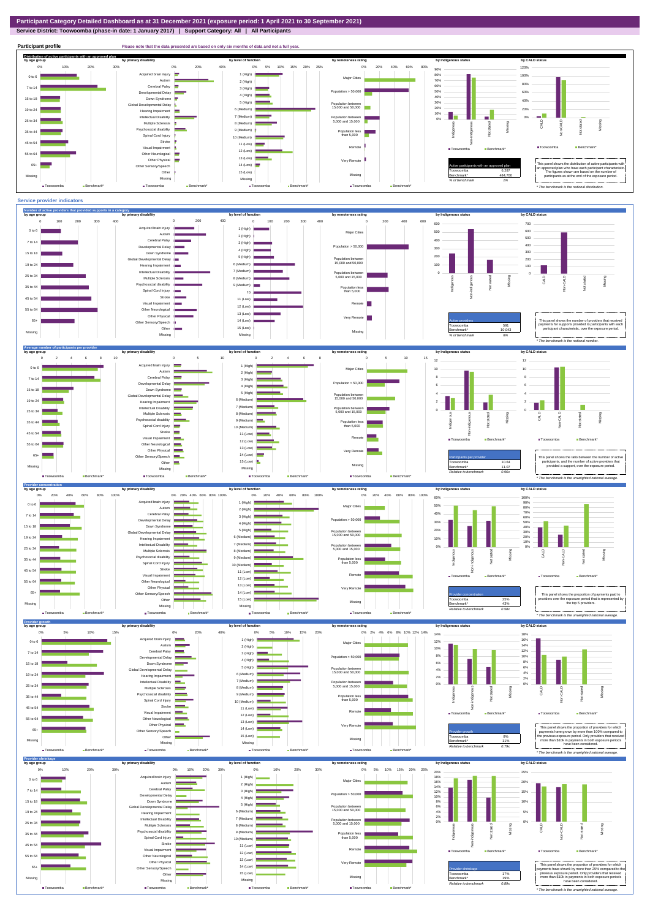# Participant Category Detailed Dashboard as at 31 December 2021 (exposure period: 1 April 2021 to 30 September 2021)

**Service District: Toowoomba (phase-in date: 1 January 2017) | Support Category: All | All Participants**

## Participant profile

Please note that the data presented are based on only six months of data and not a full year.

### Distribution of active participants with an approved plan

| Active participants with an approved plan | |
|---|---|
| Toowoomba | 6,287 |
| Benchmark* | 484,700 |
| *% of benchmark* | *1%* |

This panel shows the distribution of active participants with an approved plan who have each participant characteristic. The figures shown are based on the number of participants as at the end of the exposure period.

*\* The benchmark is the national distribution.*

## Service provider indicators

### Number of active providers that provided supports in a category

| Active providers | |
|---|---|
| Toowoomba | 591 |
| Benchmark* | 10,043 |
| *% of benchmark* | *6%* |

This panel shows the number of providers that received payments for supports provided to participants with each participant characteristic, over the exposure period.

*\* The benchmark is the national number.*

### Average number of participants per provider

| Participants per provider | |
|---|---|
| Toowoomba | 10.64 |
| Benchmark* | 11.07 |
| *Relative to benchmark* | *0.96x* |

This panel shows the ratio between the number of active participants, and the number of active providers that provided a support, over the exposure period.

*\* The benchmark is the unweighted national average.*

### Provider concentration

| Provider concentration | |
|---|---|
| Toowoomba | 25% |
| Benchmark* | 43% |
| *Relative to benchmark* | *0.58x* |

This panel shows the proportion of payments paid to providers over the exposure period that is represented by the top 5 providers.

*\* The benchmark is the unweighted national average.*

### Provider growth

| Provider growth | |
|---|---|
| Toowoomba | 8% |
| Benchmark* | 11% |
| *Relative to benchmark* | *0.79x* |

This panel shows the proportion of providers for which payments have grown by more than 100% compared to the previous exposure period. Only providers that received more than $10k in payments in both exposure periods have been considered.

*\* The benchmark is the unweighted national average.*

### Provider shrinkage

| Provider shrinkage | |
|---|---|
| Toowoomba | 17% |
| Benchmark* | 19% |
| *Relative to benchmark* | *0.89x* |

This panel shows the proportion of providers for which payments have shrunk by more than 25% compared to the previous exposure period. Only providers that received more than $10k in payments in both exposure periods have been considered.

*\* The benchmark is the unweighted national average.*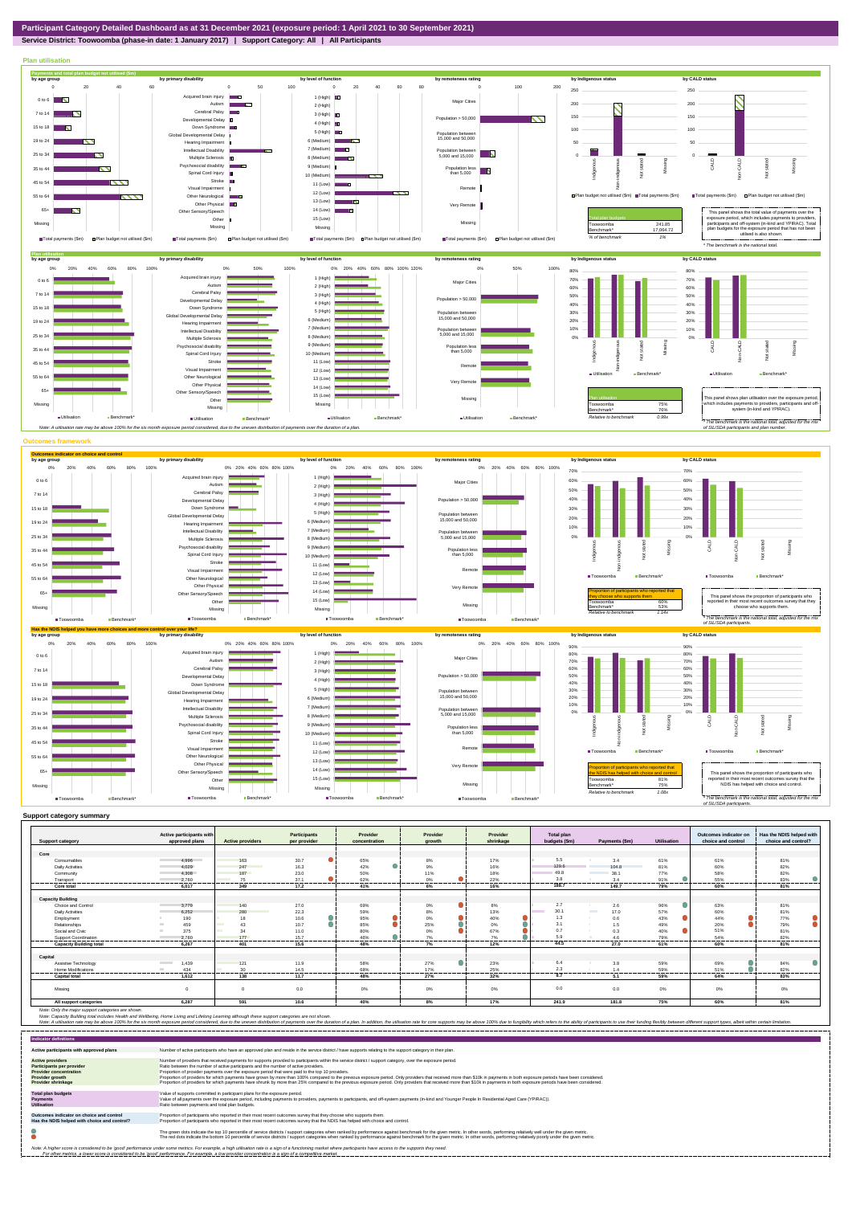**Participant Category Detailed Dashboard as at 31 December 2021 (exposure period: 1 April 2021 to 30 September 2021)**

**Service District: Toowoomba (phase-in date: 1 January 2017) | Support Category: All | All Participants**

## Plan utilisation

**Payments and total plan budget not utilised ($m)**

| Total budgets | |
|---|---|
| Toowoomba | 241.85 |
| Benchmark* | 17,064.72 |
| % of benchmark | 1% |

This panel shows the total value of payments over the exposure period, which includes payments to providers, participants and off-system (in-kind and YPIRAC). Total plan budgets for the exposure period that has not been utilised is also shown.

\* The benchmark is the national total.

**Plan utilisation**

| Plan utilisation | |
|---|---|
| Toowoomba | 75% |
| Benchmark* | 76% |
| Relative to benchmark | 0.99x |

This panel shows plan utilisation over the exposure period, which includes payments to providers, participants and off-system (in-kind and YPIRAC).

\* The benchmark is the national total, adjusted for the mix of SIL/SDA participants and plan number.

Note: A utilisation rate may be above 100% for the six month exposure period considered, due to the uneven distribution of payments over the duration of a plan.

## Outcomes framework

**Outcomes indicator on choice and control**

| Proportion of participants who reported that they choose who supports them | |
|---|---|
| Toowoomba | 60% |
| Benchmark* | 53% |
| Relative to benchmark | 1.14x |

This panel shows the proportion of participants who reported in their most recent outcomes survey that they choose who supports them.

\* The benchmark is the national total, adjusted for the mix of SIL/SDA participants.

**Has the NDIS helped you have more choices and more control over your life?**

| Proportion of participants who reported that the NDIS has helped with choice and control | |
|---|---|
| Toowoomba | 81% |
| Benchmark* | 75% |
| Relative to benchmark | 1.08x |

This panel shows the proportion of participants who reported in their most recent outcomes survey that the NDIS has helped with choice and control.

\* The benchmark is the national total, adjusted for the mix of SIL/SDA participants.

## Support category summary

| Support category | Active participants with approved plans | Active providers | Participants per provider | Provider concentration | Provider growth | Provider shrinkage | Total plan budgets ($m) | Payments ($m) | Utilisation | Outcomes indicator on choice and control | Has the NDIS helped with choice and control? |
|---|---|---|---|---|---|---|---|---|---|---|---|
| **Core** | | | | | | | | | | | |
| Consumables | 4,996 | 163 | 30.7 | 65% | 8% | 17% | 5.5 | 3.4 | 61% | 61% | 81% |
| Daily Activities | 4,029 | 247 | 16.3 | 42% | 9% | 16% | 129.6 | 104.8 | 81% | 60% | 82% |
| Community | 4,308 | 187 | 23.0 | 50% | 11% | 18% | 49.8 | 38.1 | 77% | 58% | 82% |
| Transport | 2,780 | 75 | 37.1 | 62% | 0% | 22% | 3.8 | 3.4 | 91% | 55% | 83% |
| **Core total** | **6,017** | **349** | **17.2** | **41%** | **6%** | **16%** | **188.7** | **149.7** | **79%** | **60%** | **81%** |
| **Capacity Building** | | | | | | | | | | | |
| Choice and Control | 3,779 | 140 | 27.0 | 69% | 0% | 8% | 2.7 | 2.6 | 96% | 63% | 81% |
| Daily Activities | 6,252 | 280 | 22.3 | 59% | 8% | 13% | 30.1 | 17.0 | 57% | 60% | 81% |
| Employment | 190 | 18 | 10.6 | 95% | 0% | 40% | 1.3 | 0.6 | 43% | 44% | 77% |
| Relationships | 459 | 43 | 10.7 | 85% | 25% | 0% | 3.1 | 1.5 | 49% | 20% | 79% |
| Social and Civic | 375 | 34 | 11.0 | 80% | 0% | 67% | 0.7 | 0.3 | 40% | 51% | 81% |
| Support Coordination | 2,780 | 177 | 15.7 | 46% | 7% | 7% | 5.9 | 4.6 | 79% | 54% | 82% |
| **Capacity Building total** | **6,267** | **401** | **15.6** | **46%** | **7%** | **12%** | **44.5** | **27.0** | **61%** | **60%** | **81%** |
| **Capital** | | | | | | | | | | | |
| Assistive Technology | 1,439 | 121 | 11.9 | 58% | 27% | 23% | 6.4 | 3.8 | 59% | 69% | 84% |
| Home Modifications | 434 | 30 | 14.5 | 68% | 17% | 25% | 2.3 | 1.4 | 59% | 51% | 82% |
| **Capital total** | **1,612** | **138** | **11.7** | **48%** | **27%** | **32%** | **8.7** | **5.1** | **59%** | **64%** | **82%** |
| Missing | 0 | 0 | 0.0 | 0% | 0% | 0% | 0.0 | 0.0 | 0% | 0% | 0% |
| **All support categories** | **6,287** | **591** | **10.6** | **40%** | **8%** | **17%** | **241.9** | **181.8** | **75%** | **60%** | **81%** |

Note: Only the major support categories are shown.

Note: Capacity Building total includes Health and Wellbeing, Home Living and Lifelong Learning although these support categories are not shown.

Note: A utilisation rate may be above 100% for the six month exposure period considered, due to the uneven distribution of payments over the duration of a plan. In addition, the utilisation rate for core supports may be above 100% due to fungibility which refers to the ability of participants to use their funding flexibly between different support types, albeit within certain limitation.

## Indicator definitions

| | |
|---|---|
| **Active participants with approved plans** | Number of active participants who have an approved plan and reside in the service district / have supports relating to the support category in their plan. |
| **Active providers** | Number of providers that received payments for supports provided to participants within the service district / support category, over the exposure period. |
| **Participants per provider** | Ratio between the number of active participants and the number of active providers. |
| **Provider concentration** | Proportion of provider payments over the exposure period that were paid to the top 10 providers. |
| **Provider growth** | Proportion of providers for which payments have grown by more than 100% compared to the previous exposure period. Only providers that received more than $10k in payments in both exposure periods have been considered. |
| **Provider shrinkage** | Proportion of providers for which payments have shrunk by more than 25% compared to the previous exposure period. Only providers that received more than $10k in payments in both exposure periods have been considered. |
| **Total plan budgets** | Value of supports committed in participant plans for the exposure period. |
| **Payments** | Value of all payments over the exposure period, including payments to providers, payments to participants, and off-system payments (in-kind and Younger People In Residential Aged Care (YPIRAC)). |
| **Utilisation** | Ratio between payments and total plan budgets. |
| **Outcomes indicator on choice and control** | Proportion of participants who reported in their most recent outcomes survey that they choose who supports them. |
| **Has the NDIS helped with choice and control?** | Proportion of participants who reported in their most recent outcomes survey that the NDIS has helped with choice and control. |

The green dots indicate the top 10 percentile of service districts / support categories when ranked by performance against benchmark for the given metric. In other words, performing relatively well under the given metric.

The red dots indicate the bottom 10 percentile of service districts / support categories when ranked by performance against benchmark for the given metric. In other words, performing relatively poorly under the given metric.

Note: A higher score is considered to be 'good' performance under some metrics. For example, a high utilisation rate is a sign of a functioning market where participants have access to the supports they need.
For other metrics, a lower score is considered to be 'good' performance. For example, a low provider concentration is a sign of a competitive market.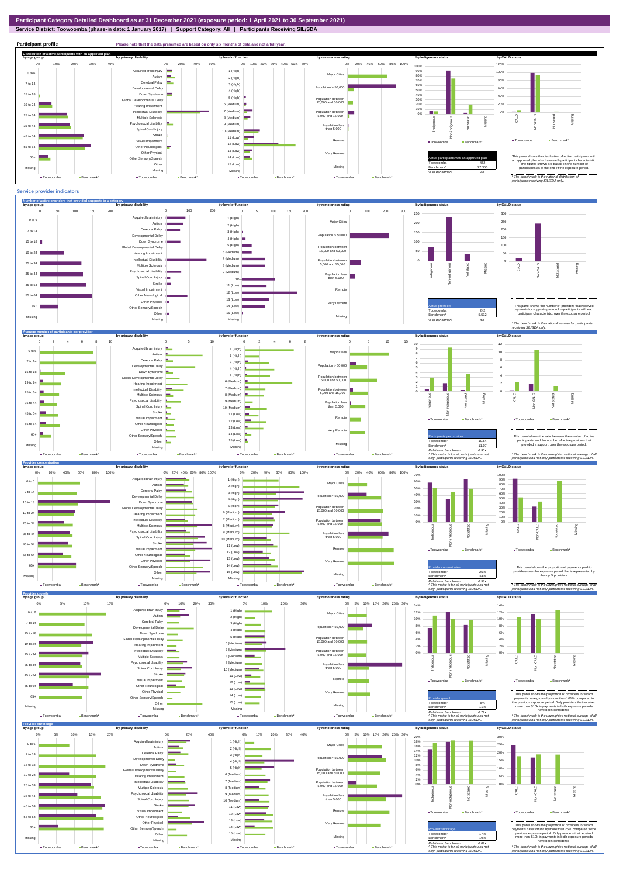# Participant Category Detailed Dashboard as at 31 December 2021 (exposure period: 1 April 2021 to 30 September 2021)

**Service District: Toowoomba (phase-in date: 1 January 2017) | Support Category: All | Participants Receiving SIL/SDA**

## Participant profile

Please note that the data presented are based on only six months of data and not a full year.

### Distribution of active participants with an approved plan

| Active participants with an approved plan | |
|---|---|
| Toowoomba | 452 |
| Benchmark* | 27,355 |
| % of benchmark | 2% |

This panel shows the distribution of active participants with an approved plan who have each participant characteristic. The figures shown are based on the number of participants as at the end of the exposure period.

*The benchmark is the national distribution of participants receiving SIL/SDA only.

## Service provider indicators

### Number of active providers that provided supports in a category

| Active providers | |
|---|---|
| Toowoomba | 242 |
| Benchmark* | 5,512 |
| % of benchmark | 4% |

This panel shows the number of providers that received payments for supports provided to participants with each participant characteristic, over the exposure period.

*The benchmark is the national number for participants receiving SIL/SDA only.

### Average number of participants per provider

| Participants per provider | |
|---|---|
| Toowoomba | 10.64 |
| Benchmark* | 11.07 |
| Relative to benchmark | 0.96x |

^ This metric is for all participants and not only participants receiving SIL/SDA.

This panel shows the ratio between the number of active participants, and the number of active providers that provided a support, over the exposure period.

*The benchmark is the unweighted national average of all participants and not only participants receiving SIL/SDA.

### Provider concentration

| Provider concentration | |
|---|---|
| Toowoomba | 25% |
| Benchmark* | 43% |
| Relative to benchmark | 0.58x |

^ This metric is for all participants and not only participants receiving SIL/SDA.

This panel shows the proportion of payments paid to providers over the exposure period that is represented by the top 5 providers.

*The benchmark is the unweighted national average of all participants and not only participants receiving SIL/SDA.

### Provider growth

| Provider growth | |
|---|---|
| Toowoomba* | 8% |
| Benchmark* | 11% |
| Relative to benchmark | 0.70x |

^ This metric is for all participants and not only participants receiving SIL/SDA.

This panel shows the proportion of providers for which payments have grown by more than 100% compared to the previous exposure period. Only providers that received more than $10k in payments in both exposure periods have been considered.

*The benchmark is the unweighted national average of all participants and not only participants receiving SIL/SDA.

### Provider shrinkage

| Provider shrinkage | |
|---|---|
| Toowoomba* | 17% |
| Benchmark* | 19% |
| Relative to benchmark | 0.88x |

^ This metric is for all participants and not only participants receiving SIL/SDA.

This panel shows the proportion of providers for which payments have shrunk by more than 25% compared to the previous exposure period. Only providers that received more than $10k in payments in both exposure periods have been considered.

*The benchmark is the unweighted national average of all participants and not only participants receiving SIL/SDA.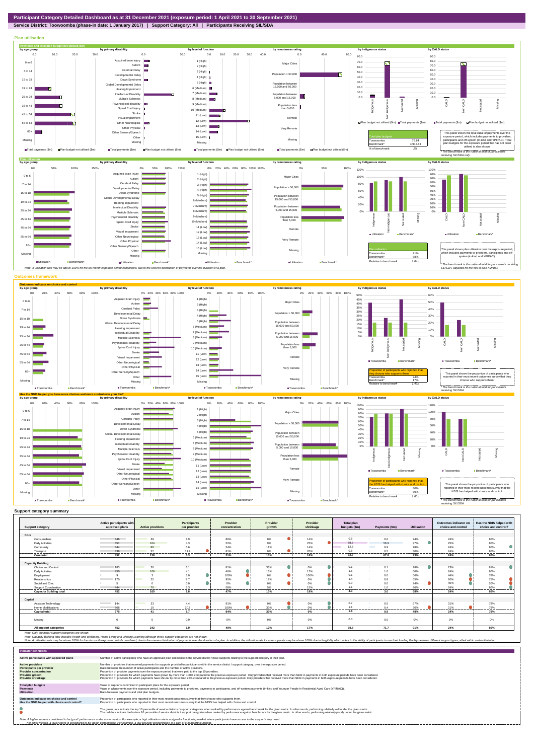# Participant Category Detailed Dashboard as at 31 December 2021 (exposure period: 1 April 2021 to 30 September 2021)

**Service District: Toowoomba (phase-in date: 1 January 2017) | Support Category: All | Participants Receiving SIL/SDA**

## Plan utilisation

### Payments and total plan budget not utilised ($m)

| Total plan budgets | |
|---|---|
| Toowoomba | 78.84 |
| Benchmark* | 4,943.63 |
| % of benchmark | 2% |

This panel shows the total value of payments over the exposure period, which includes payments to providers, participants and off-system (in-kind and YPIRAC). Total plan budgets for the exposure period that has not been utilised is also shown.

*The benchmark is the national total for participants receiving SIL/SDA only.

### Plan utilisation

| Plan utilisation | |
|---|---|
| Toowoomba | 91% |
| Benchmark* | 88% |
| Relative to benchmark | 1.04x |

This panel shows plan utilisation over the exposure period, which includes payments to providers, participants and off-system (in-kind and YPIRAC).

*The benchmark is the national total for participants receiving SIL/SDA, adjusted for the mix of plan number.

Note: A utilisation rate may be above 100% for the six month exposure period considered, due to the uneven distribution of payments over the duration of a plan.

## Outcomes framework

### Outcomes indicator on choice and control

| Proportion of participants who reported that they choose who supports them | |
|---|---|
| Toowoomba | 24% |
| Benchmark* | 17% |
| Relative to benchmark | 1.43x |

This panel shows the proportion of participants who reported in their most recent outcomes survey that they choose who supports them.

*The benchmark is the national total for participants receiving SIL/SDA.

### Has the NDIS helped you have more choices and more control over your life?

| Proportion of participants who reported that the NDIS has helped with choice and control | |
|---|---|
| Toowoomba | 80% |
| Benchmark* | 80% |
| Relative to benchmark | 1.00x |

This panel shows the proportion of participants who reported in their most recent outcomes survey that the NDIS has helped with choice and control.

*The benchmark is the national total for participants receiving SIL/SDA.

## Support category summary

| Support category | Active participants with approved plans | Active providers | Participants per provider | Provider concentration | Provider growth | Provider shrinkage | Total plan budgets ($m) | Payments ($m) | Utilisation | Outcomes indicator on choice and control | Has the NDIS helped with choice and control? |
|---|---|---|---|---|---|---|---|---|---|---|---|
| **Core** | | | | | | | | | | | |
| Consumables | 346 | 39 | 8.9 | 86% | 0% | 14% | 0.8 | 0.6 | 74% | 24% | 80% |
| Daily Activities | 451 | 104 | 4.3 | 52% | 9% | 25% | 58.7 | 56.9 | 97% | 25% | 80% |
| Community | 444 | 80 | 5.6 | 54% | 11% | 14% | 12.6 | 9.9 | 78% | 24% | 80% |
| Transport | 439 | 37 | 11.9 | 81% | 0% | 20% | 0.6 | 0.5 | 80% | 24% | 80% |
| **Core total** | **452** | **138** | **3.3** | **51%** | **10%** | **18%** | **72.7** | **67.8** | **93%** | **24%** | **80%** |
| **Capacity Building** | | | | | | | | | | | |
| Choice and Control | 183 | 30 | 6.1 | 81% | 33% | 0% | 0.1 | 0.1 | 98% | 23% | 81% |
| Daily Activities | 450 | 109 | 4.1 | 46% | 13% | 17% | 1.6 | 1.0 | 60% | 24% | 80% |
| Employment | 9 | 3 | 3.0 | 100% | 0% | 100% | 0.1 | 0.0 | 56% | 44% | 78% |
| Relationships | 170 | 22 | 7.7 | 95% | 17% | 0% | 1.4 | 0.8 | 55% | 20% | 75% |
| Social and Civic | 5 | 0 | 0.0 | 0% | 0% | 0% | 0.0 | 0.0 | 24% | 40% | 20% |
| Support Coordination | 444 | 70 | 6.3 | 58% | 5% | 15% | 1.1 | 1.0 | 96% | 24% | 80% |
| **Capacity Building total** | **452** | **160** | **2.8** | **47%** | **10%** | **18%** | **4.3** | **3.0** | **68%** | **24%** | **80%** |
| **Capital** | | | | | | | | | | | |
| Assistive Technology | 144 | 33 | 4.4 | 91% | 0% | 0% | 0.7 | 0.5 | 67% | 31% | 79% |
| Home Modifications | 208 | 10 | 20.8 | 100% | 33% | 0% | 1.1 | 0.4 | 36% | 21% | 79% |
| **Capital total** | **275** | **41** | **6.7** | **84%** | **30%** | **0%** | **1.8** | **0.9** | **48%** | **24%** | **79%** |
| Missing | 0 | 0 | 0.0 | 0% | 0% | 0% | 0.0 | 0.0 | 0% | 0% | 0% |
| **All support categories** | **452** | **242** | **1.9** | **49%** | **12%** | **17%** | **78.8** | **71.7** | **91%** | **24%** | **80%** |

Note: Only the major support categories are shown.

Note: Capacity Building total includes Health and Wellbeing, Home Living and Lifelong Learning although these support categories are not shown.

Note: A utilisation rate may be above 100% for the six month exposure period considered, due to the uneven distribution of payments over the duration of a plan. In addition, the utilisation rate for core supports may be above 100% due to fungibility which refers to the ability of participants to use their funding flexibly between different support types, albeit within certain limitation.

## Indicator definitions

| Indicator | Definition |
|---|---|
| Active participants with approved plans | Number of active participants who have an approved plan and reside in the service district / have supports relating to the support category in their plan. |
| Active providers | Number of providers that received payments for supports provided to participants within the service district / support category, over the exposure period. |
| Participants per provider | Ratio between the number of active participants and the number of active providers. |
| Provider concentration | Proportion of provider payments over the exposure period that were paid to the top 10 providers. |
| Provider growth | Proportion of providers for which payments have grown by more than 100% compared to the previous exposure period. Only providers that received more than $10k in payments in both exposure periods have been considered. |
| Provider shrinkage | Proportion of providers for which payments have shrunk by more than 25% compared to the previous exposure period. Only providers that received more than $10k in payments in both exposure periods have been considered. |
| Total plan budgets | Value of supports committed in participant plans for the exposure period. |
| Payments | Value of all payments over the exposure period, including payments to providers, payments to participants, and off-system payments (in-kind and Younger People In Residential Aged Care (YPIRAC)). |
| Utilisation | Ratio between payments and total plan budgets. |
| Outcomes indicator on choice and control | Proportion of participants who reported in their most recent outcomes survey that they choose who supports them. |
| Has the NDIS helped with choice and control? | Proportion of participants who reported in their most recent outcomes survey that the NDIS has helped with choice and control. |

The green dots indicate the top 10 percentile of service districts / support categories when ranked by performance against benchmark for the given metric. In other words, performing relatively well under the given metric.

The red dots indicate the bottom 10 percentile of service districts / support categories when ranked by performance against benchmark for the given metric. In other words, performing relatively poorly under the given metric.

Note: A higher score is considered to be 'good' performance under some metrics. For example, a high utilisation rate is a sign of a functioning market where participants have access to the supports they need.
For other metrics, a lower score is considered to be 'good' performance. For example, a low provider concentration is a sign of a competitive market.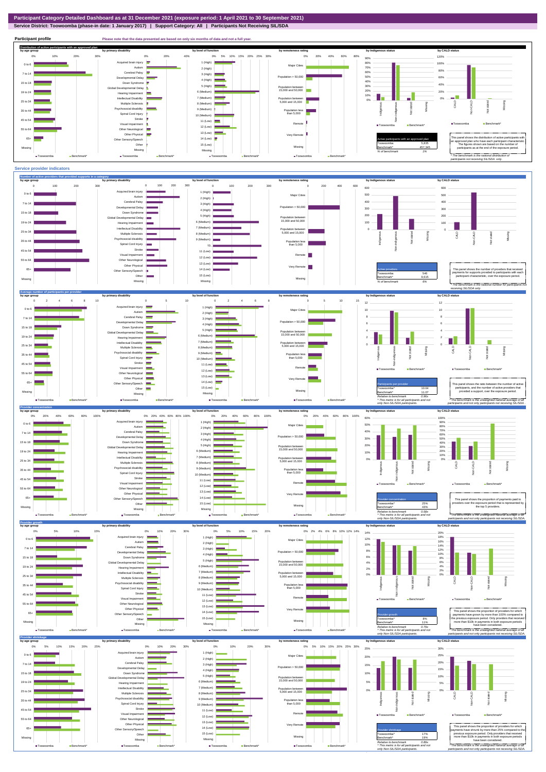# Participant Category Detailed Dashboard as at 31 December 2021 (exposure period: 1 April 2021 to 30 September 2021)

**Service District: Toowoomba (phase-in date: 1 January 2017) | Support Category: All | Participants Not Receiving SIL/SDA**

## Participant profile

Please note that the data presented are based on only six months of data and not a full year.

### Distribution of active participants with an approved plan

| Active participants with an approved plan | |
|---|---|
| Toowoomba | 5,935 |
| Benchmark* | 457,345 |
| % of benchmark | 1% |

This panel shows the distribution of active participants with an approved plan who have each participant characteristic. The figures shown are based on the number of participants as at the end of the exposure period.

* The benchmark is the national distribution of participants not receiving SIL/SDA only.

## Service provider indicators

### Number of active providers that provided supports in a category

| Active providers | |
|---|---|
| Toowoomba | 546 |
| Benchmark* | 9,615 |
| % of benchmark | 6% |

This panel shows the number of providers that received payments for supports provided to participants with each participant characteristic, over the exposure period.

* The benchmark is the national number for participants not receiving SIL/SDA only.

### Average number of participants per provider

| Participants per provider | |
|---|---|
| Toowoomba^ | 10.64 |
| Benchmark* | 11.07 |
| Relative to benchmark | 0.96x |

^ This metric is for all participants and not only Non-SIL/SDA participants.

This panel shows the ratio between the number of active participants, and the number of active providers that provided a support, over the exposure period.

* The benchmark is the unweighted national average of all participants and not only participants not receiving SIL/SDA.

### Provider concentration

| Provider concentration | |
|---|---|
| Toowoomba^ | 25% |
| Benchmark* | 43% |
| Relative to benchmark | 0.58x |

^ This metric is for all participants and not only Non-SIL/SDA participants.

This panel shows the proportion of payments paid to providers over the exposure period that is represented by the top 5 providers.

* The benchmark is the unweighted national average of all participants and not only participants not receiving SIL/SDA.

### Provider growth

| Provider growth | |
|---|---|
| Toowoomba^ | 8% |
| Benchmark* | 11% |
| Relative to benchmark | 0.76x |

^ This metric is for all participants and not only Non-SIL/SDA participants.

This panel shows the proportion of providers for which payments have grown by more than 100% compared to the previous exposure period. Only providers that received more than $10k in payments in both exposure periods have been considered.

* The benchmark is the unweighted national average of all participants and not only participants not receiving SIL/SDA.

### Provider shrinkage

| Provider shrinkage | |
|---|---|
| Toowoomba^ | 17% |
| Benchmark* | 19% |
| Relative to benchmark | 0.88x |

^ This metric is for all participants and not only Non-SIL/SDA participants.

This panel shows the proportion of providers for which payments have shrunk by more than 25% compared to the previous exposure period. Only providers that received more than $10k in payments in both exposure periods have been considered.

* The benchmark is the unweighted national average of all participants and not only participants not receiving SIL/SDA.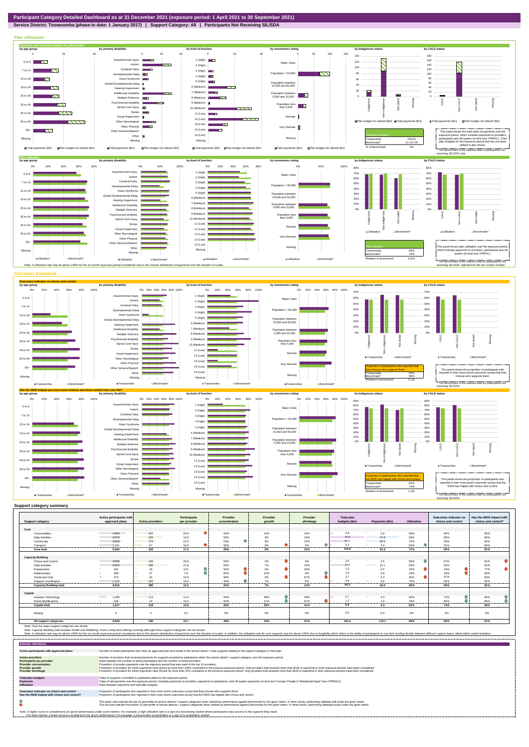# Participant Category Detailed Dashboard as at 31 December 2021 (exposure period: 1 April 2021 to 30 September 2021)

**Service District: Toowoomba (phase-in date: 1 January 2017) | Support Category: All | Participants Not Receiving SIL/SDA**

## Plan utilisation

### Payments and total plan budget not utilised ($m)

by age group

0 to 6
7 to 14
15 to 18
19 to 24
25 to 34
35 to 44
45 to 54
55 to 64
65+
Missing

0 20 40

Total payments ($m) Plan budget not utilised ($m)

by primary disability

Acquired brain injury
Autism
Cerebral Palsy
Developmental Delay
Down Syndrome
Global Developmental Delay
Hearing Impairment
Intellectual Disability
Multiple Sclerosis
Psychosocial disability
Spinal Cord Injury
Stroke
Visual Impairment
Other Neurological
Other Physical
Other Sensory/Speech
Other
Missing

0 20 40

Total payments ($m) Plan budget not utilised ($m)

by level of function

1 (High)
2 (High)
3 (High)
4 (High)
5 (High)
6 (Medium)
7 (Medium)
8 (Medium)
9 (Medium)
10 (Medium)
11 (Low)
12 (Low)
13 (Low)
14 (Low)
15 (Low)
Missing

0 20 40

Total payments ($m) Plan budget not utilised ($m)

by remoteness rating

Major Cities
Population > 50,000
Population between 15,000 and 50,000
Population between 5,000 and 15,000
Population less than 5,000
Remote
Very Remote
Missing

0 50 100 150

Total payments ($m) Plan budget not utilised ($m)

by Indigenous status

0 20 40 60 80 100 120 140

Indigenous
Non-indigenous
Not stated
Missing

Plan budget not utilised ($m) Total payments ($m)

by CALD status

0 20 40 60 80 100 120 140 160 180

CALD
Non-CALD
Not stated
Missing

Total payments ($m) Plan budget not utilised ($m)

Total plan budgets
Toowoomba 163.01
Benchmark* 12,121.09
% of benchmark 1%

This panel shows the total value of payments over the exposure period, which includes payments to providers, participants and off-system (in-kind and YPIRAC). Total plan budgets for the exposure period that has not been utilised is also shown.

*The benchmark is the national total for participants not receiving SIL/SDA only.

### Plan utilisation

by age group

0 to 6
7 to 14
15 to 18
19 to 24
25 to 34
35 to 44
45 to 54
55 to 64
65+
Missing

0% 20% 40% 60% 80%

Utilisation Benchmark*

by primary disability

Acquired brain injury
Autism
Cerebral Palsy
Developmental Delay
Down Syndrome
Global Developmental Delay
Hearing Impairment
Intellectual Disability
Multiple Sclerosis
Psychosocial disability
Spinal Cord Injury
Stroke
Visual Impairment
Other Neurological
Other Physical
Other Sensory/Speech
Other
Missing

0% 50% 100%

Utilisation Benchmark*

by level of function

1 (High)
2 (High)
3 (High)
4 (High)
5 (High)
6 (Medium)
7 (Medium)
8 (Medium)
9 (Medium)
10 (Medium)
11 (Low)
12 (Low)
13 (Low)
14 (Low)
15 (Low)
Missing

0% 20% 40% 60% 80%

Utilisation Benchmark*

by remoteness rating

Major Cities
Population > 50,000
Population between 15,000 and 50,000
Population between 5,000 and 15,000
Population less than 5,000
Remote
Very Remote
Missing

0% 50% 100%

Utilisation Benchmark*

by Indigenous status

0% 10% 20% 30% 40% 50% 60% 70% 80%

Indigenous
Non-indigenous
Not stated
Missing

Utilisation Benchmark*

by CALD status

0% 10% 20% 30% 40% 50% 60% 70% 80%

CALD
Non-CALD
Not stated
Missing

Utilisation Benchmark*

Plan utilisation
Toowoomba 68%
Benchmark* 70%
Relative to benchmark 0.97x

This panel shows plan utilisation over the exposure period, which includes payments to providers, participants and off-system (in-kind and YPIRAC).

*The benchmark is the national total for participants not receiving SIL/SDA, adjusted for the mix of plan number.

Note: A utilisation rate may be above 100% for the six month exposure period considered, due to the uneven distribution of payments over the duration of a plan.

## Outcomes framework

### Outcomes indicator on choice and control

by age group

0 to 6
7 to 14
15 to 18
19 to 24
25 to 34
35 to 44
45 to 54
55 to 64
65+
Missing

0% 20% 40% 60% 80% 100%

Toowoomba Benchmark*

by primary disability

Acquired brain injury
Autism
Cerebral Palsy
Developmental Delay
Down Syndrome
Global Developmental Delay
Hearing Impairment
Intellectual Disability
Multiple Sclerosis
Psychosocial disability
Spinal Cord Injury
Stroke
Visual Impairment
Other Neurological
Other Physical
Other Sensory/Speech
Other
Missing

0% 20% 40% 60% 80% 100%

Toowoomba Benchmark*

by level of function

1 (High)
2 (High)
3 (High)
4 (High)
5 (High)
6 (Medium)
7 (Medium)
8 (Medium)
9 (Medium)
10 (Medium)
11 (Low)
12 (Low)
13 (Low)
14 (Low)
15 (Low)
Missing

0% 20% 40% 60% 80% 100%

Toowoomba Benchmark*

by remoteness rating

Major Cities
Population > 50,000
Population between 15,000 and 50,000
Population between 5,000 and 15,000
Population less than 5,000
Remote
Very Remote
Missing

0% 20% 40% 60% 80% 100%

Toowoomba Benchmark*

by Indigenous status

0% 10% 20% 30% 40% 50% 60% 70%

Indigenous
Non-indigenous
Not stated
Missing

Toowoomba Benchmark*

by CALD status

0% 10% 20% 30% 40% 50% 60% 70%

CALD
Non-CALD
Not stated
Missing

Toowoomba Benchmark*

Proportion of participants who reported that they choose who supports them
Toowoomba 65%
Benchmark* 58%
Relative to benchmark 1.13x

This panel shows the proportion of participants who reported in their most recent outcomes survey that they choose who supports them.

*The benchmark is the national total for participants not receiving SIL/SDA.

### Has the NDIS helped you have more choices and more control over your life?

by age group

0 to 6
7 to 14
15 to 18
19 to 24
25 to 34
35 to 44
45 to 54
55 to 64
65+
Missing

0% 20% 40% 60% 80% 100%

Toowoomba Benchmark*

by primary disability

Acquired brain injury
Autism
Cerebral Palsy
Developmental Delay
Down Syndrome
Global Developmental Delay
Hearing Impairment
Intellectual Disability
Multiple Sclerosis
Psychosocial disability
Spinal Cord Injury
Stroke
Visual Impairment
Other Neurological
Other Physical
Other Sensory/Speech
Other
Missing

0% 20% 40% 60% 80% 100%

Toowoomba Benchmark*

by level of function

1 (High)
2 (High)
3 (High)
4 (High)
5 (High)
6 (Medium)
7 (Medium)
8 (Medium)
9 (Medium)
10 (Medium)
11 (Low)
12 (Low)
13 (Low)
14 (Low)
15 (Low)
Missing

0% 20% 40% 60% 80% 100%

Toowoomba Benchmark*

by remoteness rating

Major Cities
Population > 50,000
Population between 15,000 and 50,000
Population between 5,000 and 15,000
Population less than 5,000
Remote
Very Remote
Missing

0% 20% 40% 60% 80% 100%

Toowoomba Benchmark*

by Indigenous status

0% 10% 20% 30% 40% 50% 60% 70% 80% 90%

Indigenous
Non-indigenous
Not stated
Missing

Toowoomba Benchmark*

by CALD status

0% 10% 20% 30% 40% 50% 60% 70% 80% 90%

CALD
Non-CALD
Not stated
Missing

Toowoomba Benchmark*

Proportion of participants who reported that the NDIS has helped with choice and control
Toowoomba 81%
Benchmark* 74%
Relative to benchmark 1.10x

This panel shows the proportion of participants who reported in their most recent outcomes survey that the NDIS has helped with choice and control.

*The benchmark is the national total for participants not receiving SIL/SDA.

## Support category summary

| Support category | Active participants with approved plans | Active providers | Participants per provider | Provider concentration | Provider growth | Provider shrinkage | Total plan budgets ($m) | Payments ($m) | Utilisation | Outcomes indicator on choice and control | Has the NDIS helped with choice and control? |
|---|---|---|---|---|---|---|---|---|---|---|---|
| **Core** | | | | | | | | | | | |
| Consumables | 4,650 | 157 | 29.6 | 63% | 14% | 24% | 4.8 | 2.8 | 58% | 66% | 82% |
| Daily Activities | 3,578 | 225 | 15.9 | 55% | 9% | 19% | 70.8 | 47.9 | 68% | 65% | 82% |
| Community | 3,864 | 173 | 22.3 | 53% | 8% | 21% | 37.2 | 28.3 | 76% | 63% | 82% |
| Transport | 2,341 | 67 | 34.9 | 65% | 0% | 0% | 3.2 | 3.0 | 92% | 61% | 84% |
| **Core total** | **5,565** | **320** | **17.4** | **50%** | **8%** | **22%** | **115.9** | **81.9** | **71%** | **65%** | **81%** |
| **Capacity Building** | | | | | | | | | | | |
| Choice and Control | 3,596 | 139 | 25.9 | 69% | 0% | 9% | 2.6 | 2.5 | 96% | 67% | 81% |
| Daily Activities | 5,802 | 266 | 21.8 | 60% | 7% | 14% | 28.5 | 16.1 | 56% | 65% | 81% |
| Employment | 181 | 18 | 10.1 | 94% | 0% | 20% | 1.3 | 0.5 | 42% | 44% | 77% |
| Relationships | 289 | 37 | 7.8 | 83% | 14% | 0% | 1.8 | 0.8 | 44% | 19% | 83% |
| Social and Civic | 370 | 34 | 10.9 | 80% | 0% | 67% | 0.7 | 0.3 | 40% | 51% | 83% |
| Support Coordination | 2,336 | 167 | 14.0 | 45% | 7% | 5% | 4.8 | 3.6 | 75% | 62% | 82% |
| **Capacity Building total** | **5,815** | **380** | **15.3** | **52%** | **7%** | **13%** | **40.2** | **24.0** | **60%** | **65%** | **81%** |
| **Capital** | | | | | | | | | | | |
| Assistive Technology | 1,295 | 114 | 11.4 | 56% | 38% | 28% | 5.7 | 3.3 | 58% | 74% | 84% |
| Home Modifications | 226 | 22 | 10.3 | 82% | 17% | 67% | 1.2 | 1.0 | 78% | 82% | 85% |
| **Capital total** | **1,317** | **124** | **10.6** | **50%** | **35%** | **41%** | **6.9** | **4.3** | **62%** | **74%** | **84%** |
| Missing | 0 | 0 | 0.0 | 0% | 0% | 0% | 0.0 | 0.0 | 0% | 0% | 0% |
| **All support categories** | **5,835** | **546** | **10.7** | **49%** | **10%** | **21%** | **163.0** | **110.1** | **68%** | **65%** | **81%** |

Note: Only the major support categories are shown.

Note: Capacity Building total includes Health and Wellbeing, Home Living and Lifelong Learning although these support categories are not shown.

Note: A utilisation rate may be above 100% for the six month exposure period considered, due to the uneven distribution of payments over the duration of a plan. In addition, the utilisation rate for core supports may be above 100% due to fungibility which refers to the ability of participants to use their funding flexibly between different support types, albeit within certain limitation.

## Indicator definitions

| | |
|---|---|
| **Active participants with approved plans** | Number of active participants who have an approved plan and reside in the service district / have supports relating to the support category in their plan. |
| **Active providers** | Number of providers that received payments for supports provided to participants within the service district / support category, over the exposure period. |
| **Participants per provider** | Ratio between the number of active participants and the number of active providers. |
| **Provider concentration** | Proportion of provider payments over the exposure period that were paid to the top 10 providers. |
| **Provider growth** | Proportion of providers for which payments have grown by more than 100% compared to the previous exposure period. Only providers that received more than $10k in payments in both exposure periods have been considered. |
| **Provider shrinkage** | Proportion of providers for which payments have shrunk by more than 25% compared to the previous exposure period. Only providers that received more than $10k in payments in both exposure periods have been considered. |
| **Total plan budgets** | Value of supports committed in participant plans for the exposure period. |
| **Payments** | Value of all payments over the exposure period, including payments to providers, payments to participants, and off-system payments (in-kind and Younger People In Residential Aged Care (YPIRAC)). |
| **Utilisation** | Ratio between payments and total plan budgets. |
| **Outcomes indicator on choice and control** | Proportion of participants who reported in their most recent outcomes survey that they choose who supports them. |
| **Has the NDIS helped with choice and control?** | Proportion of participants who reported in their most recent outcomes survey that the NDIS has helped with choice and control. |

The green dots indicate the top 10 percentile of service districts / support categories when ranked by performance against benchmark for the given metric. In other words, performing relatively well under the given metric.
The red dots indicate the bottom 10 percentile of service districts / support categories when ranked by performance against benchmark for the given metric. In other words, performing relatively poorly under the given metric.

Note: A higher score is considered to be 'good' performance under some metrics. For example, a high utilisation rate is a sign of a functioning market where participants have access to the supports they need.
For other metrics, a lower score is considered to be 'good' performance. For example, a low provider concentration is a sign of a competitive market.